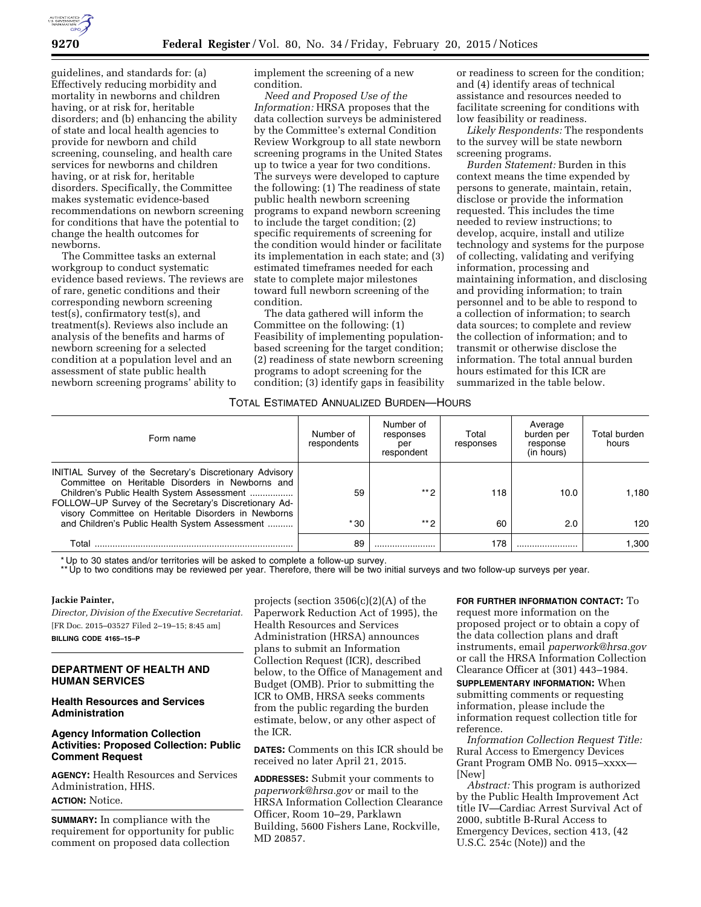guidelines, and standards for: (a) Effectively reducing morbidity and mortality in newborns and children having, or at risk for, heritable disorders; and (b) enhancing the ability of state and local health agencies to provide for newborn and child screening, counseling, and health care services for newborns and children having, or at risk for, heritable disorders. Specifically, the Committee makes systematic evidence-based recommendations on newborn screening for conditions that have the potential to change the health outcomes for newborns.

The Committee tasks an external workgroup to conduct systematic evidence based reviews. The reviews are of rare, genetic conditions and their corresponding newborn screening test(s), confirmatory test(s), and treatment(s). Reviews also include an analysis of the benefits and harms of newborn screening for a selected condition at a population level and an assessment of state public health newborn screening programs' ability to implement the screening of a new condition.

*Need and Proposed Use of the Information:* HRSA proposes that the data collection surveys be administered by the Committee's external Condition Review Workgroup to all state newborn screening programs in the United States up to twice a year for two conditions. The surveys were developed to capture the following: (1) The readiness of state public health newborn screening programs to expand newborn screening to include the target condition; (2) specific requirements of screening for the condition would hinder or facilitate its implementation in each state; and (3) estimated timeframes needed for each state to complete major milestones toward full newborn screening of the condition.

The data gathered will inform the Committee on the following: (1) Feasibility of implementing population-based screening for the target condition; (2) readiness of state newborn screening programs to adopt screening for the condition; (3) identify gaps in feasibility or readiness to screen for the condition; and (4) identify areas of technical assistance and resources needed to facilitate screening for conditions with low feasibility or readiness.

*Likely Respondents:* The respondents to the survey will be state newborn screening programs.

*Burden Statement:* Burden in this context means the time expended by persons to generate, maintain, retain, disclose or provide the information requested. This includes the time needed to review instructions; to develop, acquire, install and utilize technology and systems for the purpose of collecting, validating and verifying information, processing and maintaining information, and disclosing and providing information; to train personnel and to be able to respond to a collection of information; to search data sources; to complete and review the collection of information; and to transmit or otherwise disclose the information. The total annual burden hours estimated for this ICR are summarized in the table below.

TOTAL ESTIMATED ANNUALIZED BURDEN—HOURS

| Form name | Number of respondents | Number of responses per respondent | Total responses | Average burden per response (in hours) | Total burden hours |
|---|---|---|---|---|---|
| INITIAL Survey of the Secretary's Discretionary Advisory Committee on Heritable Disorders in Newborns and Children's Public Health System Assessment | 59 | **2 | 118 | 10.0 | 1,180 |
| FOLLOW–UP Survey of the Secretary's Discretionary Advisory Committee on Heritable Disorders in Newborns and Children's Public Health System Assessment | *30 | **2 | 60 | 2.0 | 120 |
| Total | 89 | | 178 | | 1,300 |

\* Up to 30 states and/or territories will be asked to complete a follow-up survey.

\*\* Up to two conditions may be reviewed per year. Therefore, there will be two initial surveys and two follow-up surveys per year.

**Jackie Painter,**

*Director, Division of the Executive Secretariat.*

[FR Doc. 2015–03527 Filed 2–19–15; 8:45 am]

**BILLING CODE 4165–15–P**

## DEPARTMENT OF HEALTH AND HUMAN SERVICES

### Health Resources and Services Administration

### Agency Information Collection Activities: Proposed Collection: Public Comment Request

**AGENCY:** Health Resources and Services Administration, HHS.

**ACTION:** Notice.

**SUMMARY:** In compliance with the requirement for opportunity for public comment on proposed data collection projects (section 3506(c)(2)(A) of the Paperwork Reduction Act of 1995), the Health Resources and Services Administration (HRSA) announces plans to submit an Information Collection Request (ICR), described below, to the Office of Management and Budget (OMB). Prior to submitting the ICR to OMB, HRSA seeks comments from the public regarding the burden estimate, below, or any other aspect of the ICR.

**DATES:** Comments on this ICR should be received no later April 21, 2015.

**ADDRESSES:** Submit your comments to *paperwork@hrsa.gov* or mail to the HRSA Information Collection Clearance Officer, Room 10–29, Parklawn Building, 5600 Fishers Lane, Rockville, MD 20857.

**FOR FURTHER INFORMATION CONTACT:** To request more information on the proposed project or to obtain a copy of the data collection plans and draft instruments, email *paperwork@hrsa.gov* or call the HRSA Information Collection Clearance Officer at (301) 443–1984.

**SUPPLEMENTARY INFORMATION:** When submitting comments or requesting information, please include the information request collection title for reference.

*Information Collection Request Title:* Rural Access to Emergency Devices Grant Program OMB No. 0915–xxxx—[New]

*Abstract:* This program is authorized by the Public Health Improvement Act title IV—Cardiac Arrest Survival Act of 2000, subtitle B-Rural Access to Emergency Devices, section 413, (42 U.S.C. 254c (Note)) and the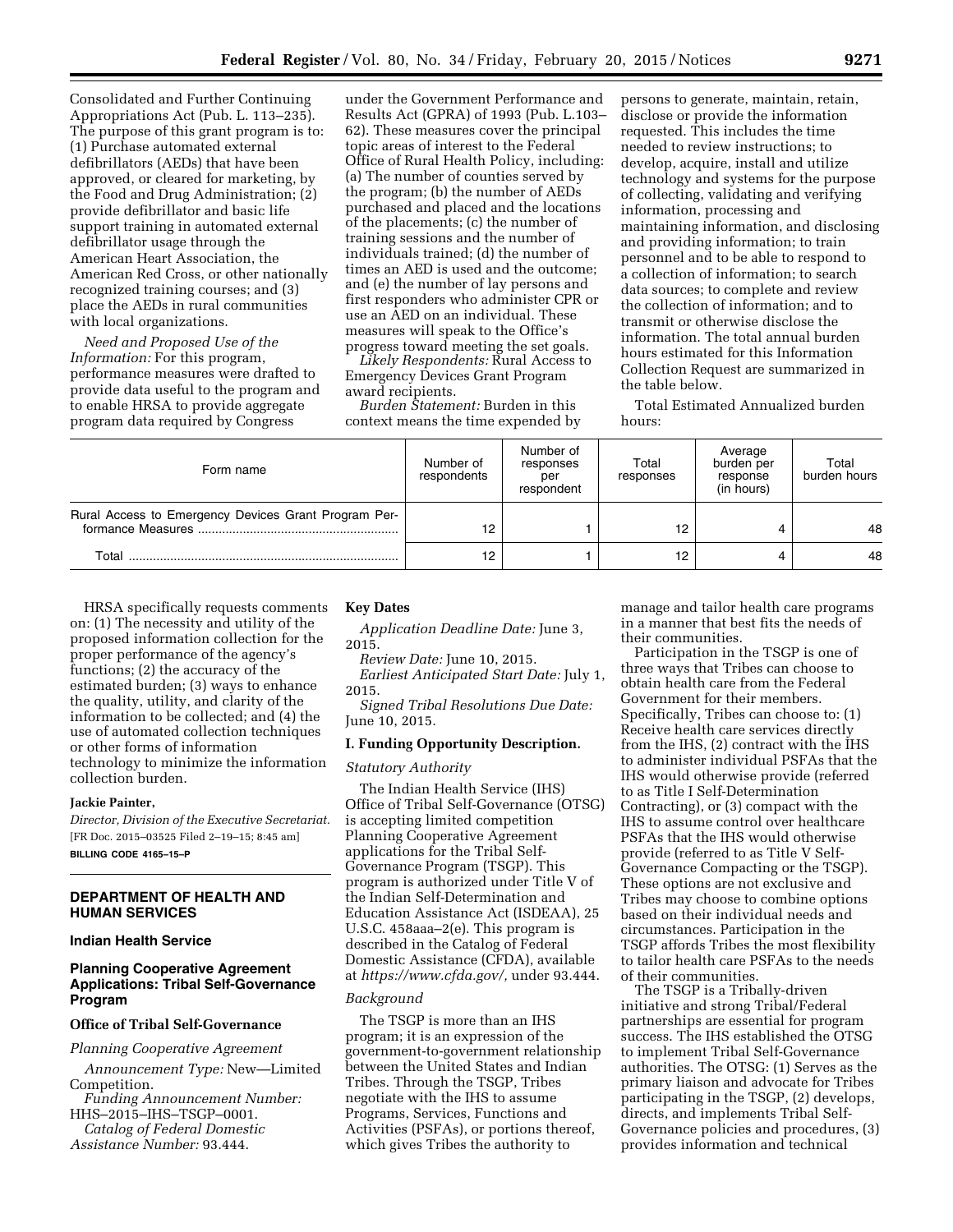Consolidated and Further Continuing Appropriations Act (Pub. L. 113–235). The purpose of this grant program is to: (1) Purchase automated external defibrillators (AEDs) that have been approved, or cleared for marketing, by the Food and Drug Administration; (2) provide defibrillator and basic life support training in automated external defibrillator usage through the American Heart Association, the American Red Cross, or other nationally recognized training courses; and (3) place the AEDs in rural communities with local organizations.

*Need and Proposed Use of the Information:* For this program, performance measures were drafted to provide data useful to the program and to enable HRSA to provide aggregate program data required by Congress under the Government Performance and Results Act (GPRA) of 1993 (Pub. L.103–62). These measures cover the principal topic areas of interest to the Federal Office of Rural Health Policy, including: (a) The number of counties served by the program; (b) the number of AEDs purchased and placed and the locations of the placements; (c) the number of training sessions and the number of individuals trained; (d) the number of times an AED is used and the outcome; and (e) the number of lay persons and first responders who administer CPR or use an AED on an individual. These measures will speak to the Office's progress toward meeting the set goals.

*Likely Respondents:* Rural Access to Emergency Devices Grant Program award recipients.

*Burden Statement:* Burden in this context means the time expended by persons to generate, maintain, retain, disclose or provide the information requested. This includes the time needed to review instructions; to develop, acquire, install and utilize technology and systems for the purpose of collecting, validating and verifying information, processing and maintaining information, and disclosing and providing information; to train personnel and to be able to respond to a collection of information; to search data sources; to complete and review the collection of information; and to transmit or otherwise disclose the information. The total annual burden hours estimated for this Information Collection Request are summarized in the table below.

Total Estimated Annualized burden hours:

| Form name | Number of respondents | Number of responses per respondent | Total responses | Average burden per response (in hours) | Total burden hours |
|---|---|---|---|---|---|
| Rural Access to Emergency Devices Grant Program Performance Measures | 12 | 1 | 12 | 4 | 48 |
| Total | 12 | 1 | 12 | 4 | 48 |

HRSA specifically requests comments on: (1) The necessity and utility of the proposed information collection for the proper performance of the agency's functions; (2) the accuracy of the estimated burden; (3) ways to enhance the quality, utility, and clarity of the information to be collected; and (4) the use of automated collection techniques or other forms of information technology to minimize the information collection burden.

**Jackie Painter,**

*Director, Division of the Executive Secretariat.*

[FR Doc. 2015–03525 Filed 2–19–15; 8:45 am]

**BILLING CODE 4165–15–P**

## DEPARTMENT OF HEALTH AND HUMAN SERVICES

### Indian Health Service

### Planning Cooperative Agreement Applications: Tribal Self-Governance Program

#### Office of Tribal Self-Governance

*Planning Cooperative Agreement*

*Announcement Type:* New—Limited Competition.

*Funding Announcement Number:* HHS–2015–IHS–TSGP–0001.

*Catalog of Federal Domestic Assistance Number:* 93.444.

#### Key Dates

*Application Deadline Date:* June 3, 2015.

*Review Date:* June 10, 2015.

*Earliest Anticipated Start Date:* July 1, 2015.

*Signed Tribal Resolutions Due Date:* June 10, 2015.

#### I. Funding Opportunity Description.

*Statutory Authority*

The Indian Health Service (IHS) Office of Tribal Self-Governance (OTSG) is accepting limited competition Planning Cooperative Agreement applications for the Tribal Self-Governance Program (TSGP). This program is authorized under Title V of the Indian Self-Determination and Education Assistance Act (ISDEAA), 25 U.S.C. 458aaa–2(e). This program is described in the Catalog of Federal Domestic Assistance (CFDA), available at *https://www.cfda.gov/,* under 93.444.

*Background*

The TSGP is more than an IHS program; it is an expression of the government-to-government relationship between the United States and Indian Tribes. Through the TSGP, Tribes negotiate with the IHS to assume Programs, Services, Functions and Activities (PSFAs), or portions thereof, which gives Tribes the authority to manage and tailor health care programs in a manner that best fits the needs of their communities.

Participation in the TSGP is one of three ways that Tribes can choose to obtain health care from the Federal Government for their members. Specifically, Tribes can choose to: (1) Receive health care services directly from the IHS, (2) contract with the IHS to administer individual PSFAs that the IHS would otherwise provide (referred to as Title I Self-Determination Contracting), or (3) compact with the IHS to assume control over healthcare PSFAs that the IHS would otherwise provide (referred to as Title V Self-Governance Compacting or the TSGP). These options are not exclusive and Tribes may choose to combine options based on their individual needs and circumstances. Participation in the TSGP affords Tribes the most flexibility to tailor health care PSFAs to the needs of their communities.

The TSGP is a Tribally-driven initiative and strong Tribal/Federal partnerships are essential for program success. The IHS established the OTSG to implement Tribal Self-Governance authorities. The OTSG: (1) Serves as the primary liaison and advocate for Tribes participating in the TSGP, (2) develops, directs, and implements Tribal Self-Governance policies and procedures, (3) provides information and technical